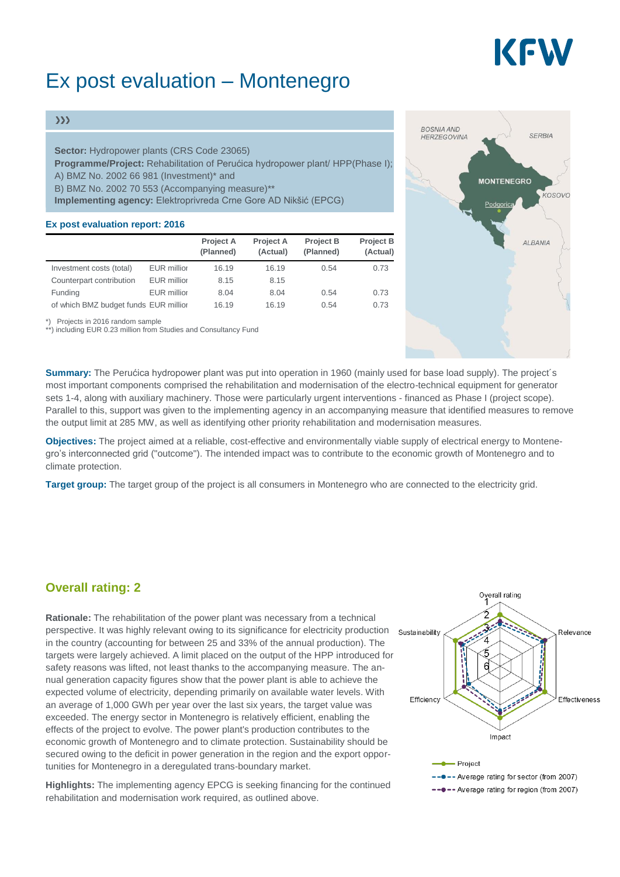# Ex post evaluation – Montenegro

**Sector:** Hydropower plants (CRS Code 23065)
**Programme/Project:** Rehabilitation of Perućica hydropower plant/ HPP(Phase I);
A) BMZ No. 2002 66 981 (Investment)* and
B) BMZ No. 2002 70 553 (Accompanying measure)**
**Implementing agency:** Elektroprivreda Crne Gore AD Nikšić (EPCG)

### Ex post evaluation report: 2016

| | | Project A (Planned) | Project A (Actual) | Project B (Planned) | Project B (Actual) |
|---|---|---|---|---|---|
| Investment costs (total) | EUR million | 16.19 | 16.19 | 0.54 | 0.73 |
| Counterpart contribution | EUR million | 8.15 | 8.15 | | |
| Funding | EUR million | 8.04 | 8.04 | 0.54 | 0.73 |
| of which BMZ budget funds | EUR million | 16.19 | 16.19 | 0.54 | 0.73 |

*) Projects in 2016 random sample
**) including EUR 0.23 million from Studies and Consultancy Fund

**Summary:** The Perućica hydropower plant was put into operation in 1960 (mainly used for base load supply). The project´s most important components comprised the rehabilitation and modernisation of the electro-technical equipment for generator sets 1-4, along with auxiliary machinery. Those were particularly urgent interventions - financed as Phase I (project scope). Parallel to this, support was given to the implementing agency in an accompanying measure that identified measures to remove the output limit at 285 MW, as well as identifying other priority rehabilitation and modernisation measures.

**Objectives:** The project aimed at a reliable, cost-effective and environmentally viable supply of electrical energy to Montenegro's interconnected grid ("outcome"). The intended impact was to contribute to the economic growth of Montenegro and to climate protection.

**Target group:** The target group of the project is all consumers in Montenegro who are connected to the electricity grid.

## Overall rating: 2

**Rationale:** The rehabilitation of the power plant was necessary from a technical perspective. It was highly relevant owing to its significance for electricity production in the country (accounting for between 25 and 33% of the annual production). The targets were largely achieved. A limit placed on the output of the HPP introduced for safety reasons was lifted, not least thanks to the accompanying measure. The annual generation capacity figures show that the power plant is able to achieve the expected volume of electricity, depending primarily on available water levels. With an average of 1,000 GWh per year over the last six years, the target value was exceeded. The energy sector in Montenegro is relatively efficient, enabling the effects of the project to evolve. The power plant's production contributes to the economic growth of Montenegro and to climate protection. Sustainability should be secured owing to the deficit in power generation in the region and the export opportunities for Montenegro in a deregulated trans-boundary market.

**Highlights:** The implementing agency EPCG is seeking financing for the continued rehabilitation and modernisation work required, as outlined above.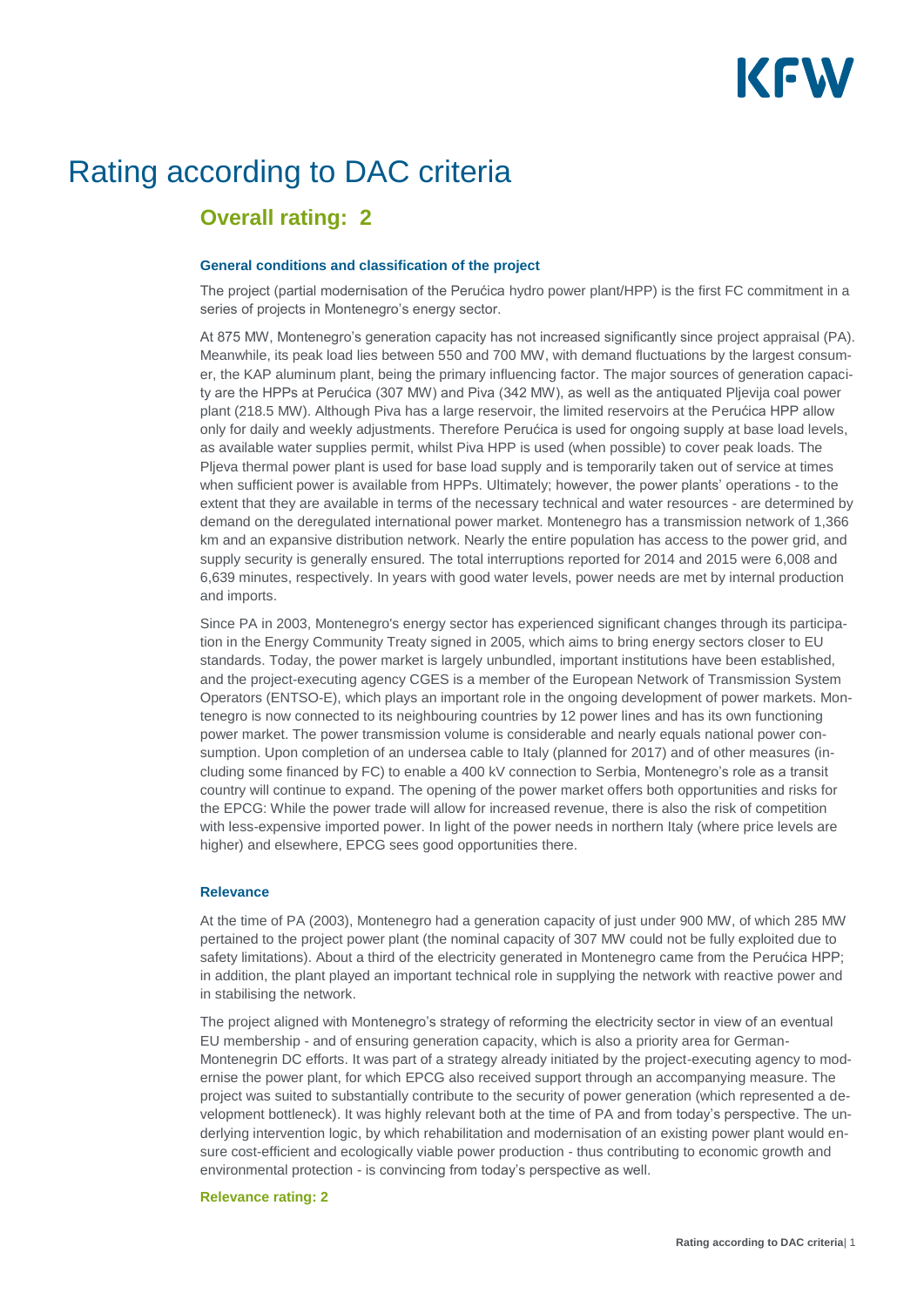# Rating according to DAC criteria

## Overall rating: 2

#### General conditions and classification of the project

The project (partial modernisation of the Perućica hydro power plant/HPP) is the first FC commitment in a series of projects in Montenegro's energy sector.

At 875 MW, Montenegro's generation capacity has not increased significantly since project appraisal (PA). Meanwhile, its peak load lies between 550 and 700 MW, with demand fluctuations by the largest consumer, the KAP aluminum plant, being the primary influencing factor. The major sources of generation capacity are the HPPs at Perućica (307 MW) and Piva (342 MW), as well as the antiquated Pljevija coal power plant (218.5 MW). Although Piva has a large reservoir, the limited reservoirs at the Perućica HPP allow only for daily and weekly adjustments. Therefore Perućica is used for ongoing supply at base load levels, as available water supplies permit, whilst Piva HPP is used (when possible) to cover peak loads. The Pljeva thermal power plant is used for base load supply and is temporarily taken out of service at times when sufficient power is available from HPPs. Ultimately; however, the power plants' operations - to the extent that they are available in terms of the necessary technical and water resources - are determined by demand on the deregulated international power market. Montenegro has a transmission network of 1,366 km and an expansive distribution network. Nearly the entire population has access to the power grid, and supply security is generally ensured. The total interruptions reported for 2014 and 2015 were 6,008 and 6,639 minutes, respectively. In years with good water levels, power needs are met by internal production and imports.

Since PA in 2003, Montenegro's energy sector has experienced significant changes through its participation in the Energy Community Treaty signed in 2005, which aims to bring energy sectors closer to EU standards. Today, the power market is largely unbundled, important institutions have been established, and the project-executing agency CGES is a member of the European Network of Transmission System Operators (ENTSO-E), which plays an important role in the ongoing development of power markets. Montenegro is now connected to its neighbouring countries by 12 power lines and has its own functioning power market. The power transmission volume is considerable and nearly equals national power consumption. Upon completion of an undersea cable to Italy (planned for 2017) and of other measures (including some financed by FC) to enable a 400 kV connection to Serbia, Montenegro's role as a transit country will continue to expand. The opening of the power market offers both opportunities and risks for the EPCG: While the power trade will allow for increased revenue, there is also the risk of competition with less-expensive imported power. In light of the power needs in northern Italy (where price levels are higher) and elsewhere, EPCG sees good opportunities there.

#### Relevance

At the time of PA (2003), Montenegro had a generation capacity of just under 900 MW, of which 285 MW pertained to the project power plant (the nominal capacity of 307 MW could not be fully exploited due to safety limitations). About a third of the electricity generated in Montenegro came from the Perućica HPP; in addition, the plant played an important technical role in supplying the network with reactive power and in stabilising the network.

The project aligned with Montenegro's strategy of reforming the electricity sector in view of an eventual EU membership - and of ensuring generation capacity, which is also a priority area for German-Montenegrin DC efforts. It was part of a strategy already initiated by the project-executing agency to modernise the power plant, for which EPCG also received support through an accompanying measure. The project was suited to substantially contribute to the security of power generation (which represented a development bottleneck). It was highly relevant both at the time of PA and from today's perspective. The underlying intervention logic, by which rehabilitation and modernisation of an existing power plant would ensure cost-efficient and ecologically viable power production - thus contributing to economic growth and environmental protection - is convincing from today's perspective as well.

**Relevance rating: 2**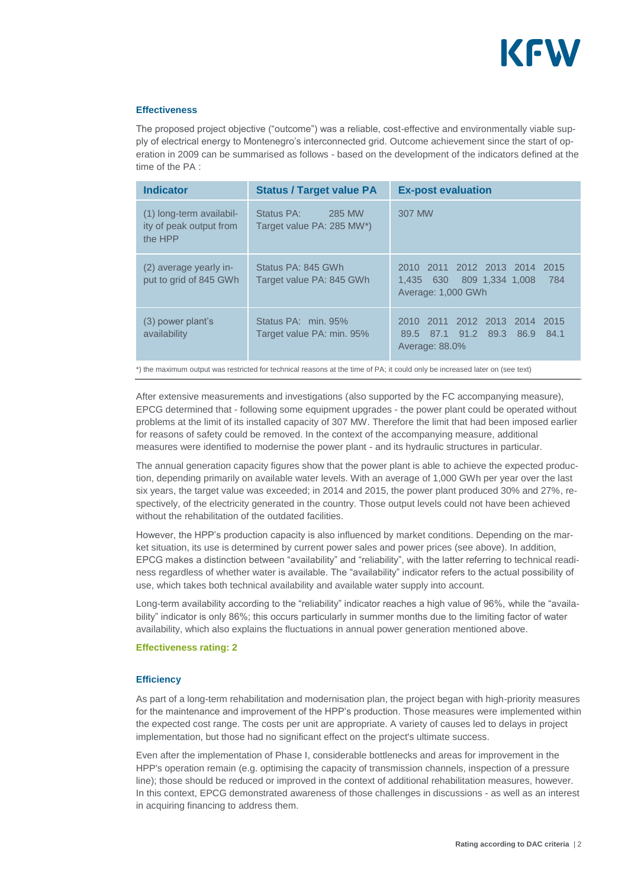### Effectiveness

The proposed project objective ("outcome") was a reliable, cost-effective and environmentally viable supply of electrical energy to Montenegro's interconnected grid. Outcome achievement since the start of operation in 2009 can be summarised as follows - based on the development of the indicators defined at the time of the PA :

| Indicator | Status / Target value PA | Ex-post evaluation |
|---|---|---|
| (1) long-term availability of peak output from the HPP | Status PA: 285 MW<br>Target value PA: 285 MW*) | 307 MW |
| (2) average yearly input to grid of 845 GWh | Status PA: 845 GWh<br>Target value PA: 845 GWh | 2010 2011 2012 2013 2014 2015<br>1,435 630 809 1,334 1,008 784<br>Average: 1,000 GWh |
| (3) power plant's availability | Status PA: min. 95%<br>Target value PA: min. 95% | 2010 2011 2012 2013 2014 2015<br>89.5 87.1 91.2 89.3 86.9 84.1<br>Average: 88.0% |

*) the maximum output was restricted for technical reasons at the time of PA; it could only be increased later on (see text)

After extensive measurements and investigations (also supported by the FC accompanying measure), EPCG determined that - following some equipment upgrades - the power plant could be operated without problems at the limit of its installed capacity of 307 MW. Therefore the limit that had been imposed earlier for reasons of safety could be removed. In the context of the accompanying measure, additional measures were identified to modernise the power plant - and its hydraulic structures in particular.

The annual generation capacity figures show that the power plant is able to achieve the expected production, depending primarily on available water levels. With an average of 1,000 GWh per year over the last six years, the target value was exceeded; in 2014 and 2015, the power plant produced 30% and 27%, respectively, of the electricity generated in the country. Those output levels could not have been achieved without the rehabilitation of the outdated facilities.

However, the HPP's production capacity is also influenced by market conditions. Depending on the market situation, its use is determined by current power sales and power prices (see above). In addition, EPCG makes a distinction between "availability" and "reliability", with the latter referring to technical readiness regardless of whether water is available. The "availability" indicator refers to the actual possibility of use, which takes both technical availability and available water supply into account.

Long-term availability according to the "reliability" indicator reaches a high value of 96%, while the "availability" indicator is only 86%; this occurs particularly in summer months due to the limiting factor of water availability, which also explains the fluctuations in annual power generation mentioned above.

**Effectiveness rating: 2**

### Efficiency

As part of a long-term rehabilitation and modernisation plan, the project began with high-priority measures for the maintenance and improvement of the HPP's production. Those measures were implemented within the expected cost range. The costs per unit are appropriate. A variety of causes led to delays in project implementation, but those had no significant effect on the project's ultimate success.

Even after the implementation of Phase I, considerable bottlenecks and areas for improvement in the HPP's operation remain (e.g. optimising the capacity of transmission channels, inspection of a pressure line); those should be reduced or improved in the context of additional rehabilitation measures, however. In this context, EPCG demonstrated awareness of those challenges in discussions - as well as an interest in acquiring financing to address them.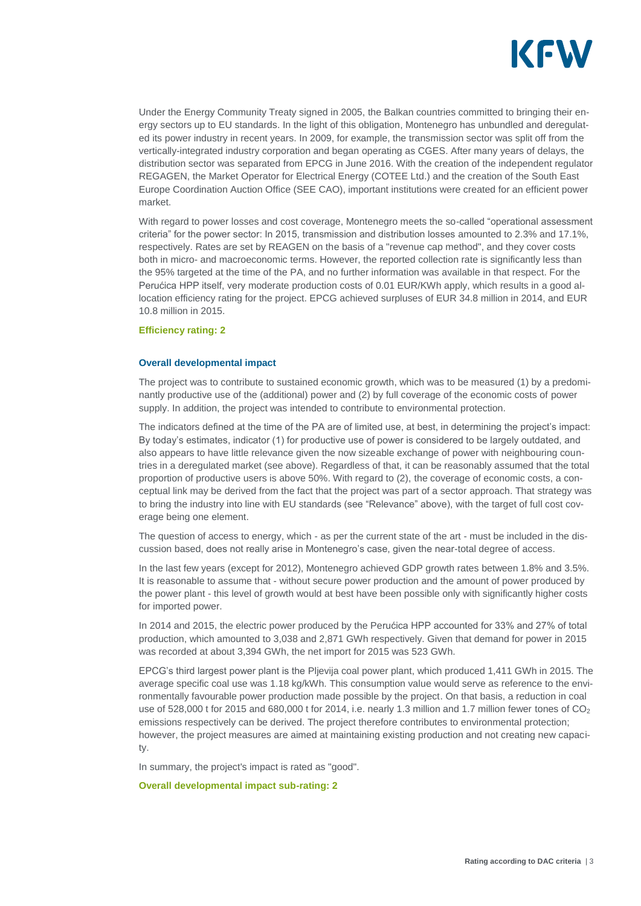Under the Energy Community Treaty signed in 2005, the Balkan countries committed to bringing their energy sectors up to EU standards. In the light of this obligation, Montenegro has unbundled and deregulated its power industry in recent years. In 2009, for example, the transmission sector was split off from the vertically-integrated industry corporation and began operating as CGES. After many years of delays, the distribution sector was separated from EPCG in June 2016. With the creation of the independent regulator REGAGEN, the Market Operator for Electrical Energy (COTEE Ltd.) and the creation of the South East Europe Coordination Auction Office (SEE CAO), important institutions were created for an efficient power market.

With regard to power losses and cost coverage, Montenegro meets the so-called "operational assessment criteria" for the power sector: In 2015, transmission and distribution losses amounted to 2.3% and 17.1%, respectively. Rates are set by REAGEN on the basis of a "revenue cap method", and they cover costs both in micro- and macroeconomic terms. However, the reported collection rate is significantly less than the 95% targeted at the time of the PA, and no further information was available in that respect. For the Perućica HPP itself, very moderate production costs of 0.01 EUR/KWh apply, which results in a good allocation efficiency rating for the project. EPCG achieved surpluses of EUR 34.8 million in 2014, and EUR 10.8 million in 2015.

**Efficiency rating: 2**

### Overall developmental impact

The project was to contribute to sustained economic growth, which was to be measured (1) by a predominantly productive use of the (additional) power and (2) by full coverage of the economic costs of power supply. In addition, the project was intended to contribute to environmental protection.

The indicators defined at the time of the PA are of limited use, at best, in determining the project's impact: By today's estimates, indicator (1) for productive use of power is considered to be largely outdated, and also appears to have little relevance given the now sizeable exchange of power with neighbouring countries in a deregulated market (see above). Regardless of that, it can be reasonably assumed that the total proportion of productive users is above 50%. With regard to (2), the coverage of economic costs, a conceptual link may be derived from the fact that the project was part of a sector approach. That strategy was to bring the industry into line with EU standards (see "Relevance" above), with the target of full cost coverage being one element.

The question of access to energy, which - as per the current state of the art - must be included in the discussion based, does not really arise in Montenegro's case, given the near-total degree of access.

In the last few years (except for 2012), Montenegro achieved GDP growth rates between 1.8% and 3.5%. It is reasonable to assume that - without secure power production and the amount of power produced by the power plant - this level of growth would at best have been possible only with significantly higher costs for imported power.

In 2014 and 2015, the electric power produced by the Perućica HPP accounted for 33% and 27% of total production, which amounted to 3,038 and 2,871 GWh respectively. Given that demand for power in 2015 was recorded at about 3,394 GWh, the net import for 2015 was 523 GWh.

EPCG's third largest power plant is the Pljevija coal power plant, which produced 1,411 GWh in 2015. The average specific coal use was 1.18 kg/kWh. This consumption value would serve as reference to the environmentally favourable power production made possible by the project. On that basis, a reduction in coal use of 528,000 t for 2015 and 680,000 t for 2014, i.e. nearly 1.3 million and 1.7 million fewer tones of $CO_2$ emissions respectively can be derived. The project therefore contributes to environmental protection; however, the project measures are aimed at maintaining existing production and not creating new capacity.

In summary, the project's impact is rated as "good".

**Overall developmental impact sub-rating: 2**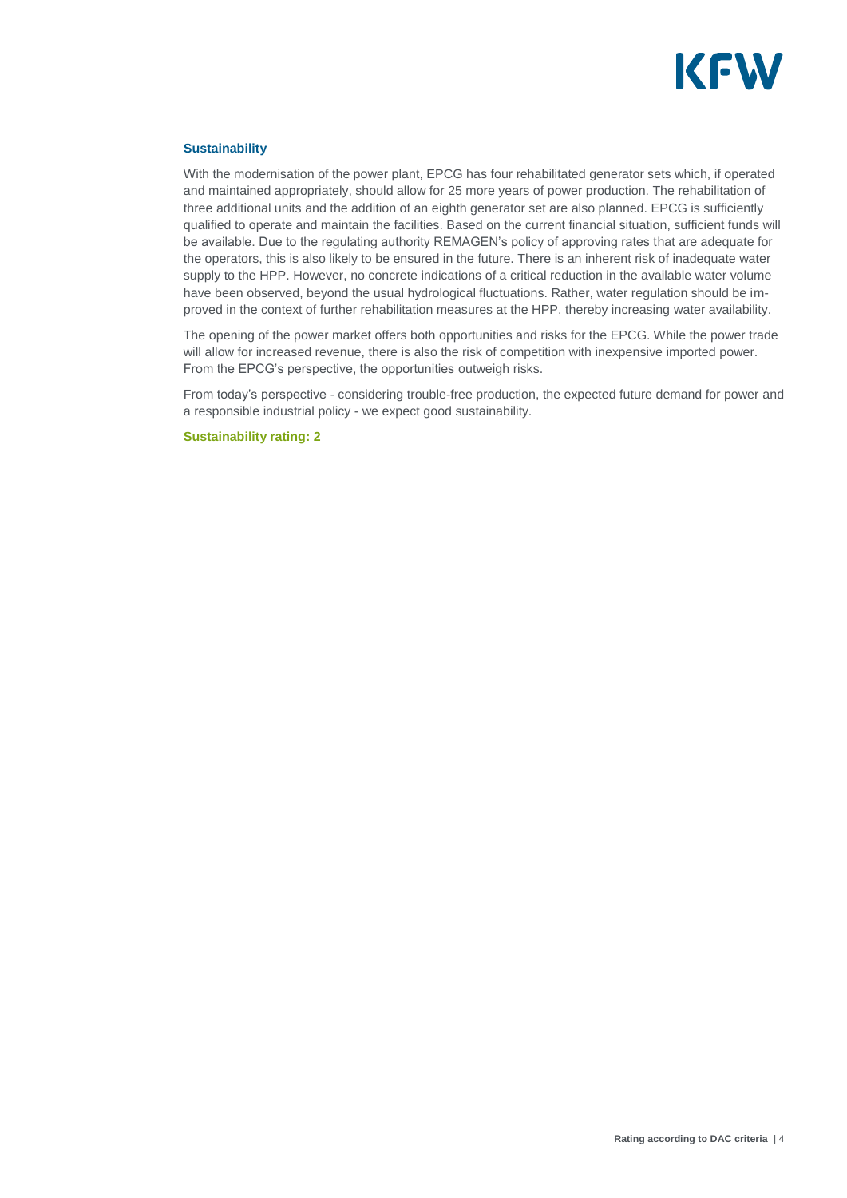**Sustainability**

With the modernisation of the power plant, EPCG has four rehabilitated generator sets which, if operated and maintained appropriately, should allow for 25 more years of power production. The rehabilitation of three additional units and the addition of an eighth generator set are also planned. EPCG is sufficiently qualified to operate and maintain the facilities. Based on the current financial situation, sufficient funds will be available. Due to the regulating authority REMAGEN's policy of approving rates that are adequate for the operators, this is also likely to be ensured in the future. There is an inherent risk of inadequate water supply to the HPP. However, no concrete indications of a critical reduction in the available water volume have been observed, beyond the usual hydrological fluctuations. Rather, water regulation should be improved in the context of further rehabilitation measures at the HPP, thereby increasing water availability.

The opening of the power market offers both opportunities and risks for the EPCG. While the power trade will allow for increased revenue, there is also the risk of competition with inexpensive imported power. From the EPCG's perspective, the opportunities outweigh risks.

From today's perspective - considering trouble-free production, the expected future demand for power and a responsible industrial policy - we expect good sustainability.

**Sustainability rating: 2**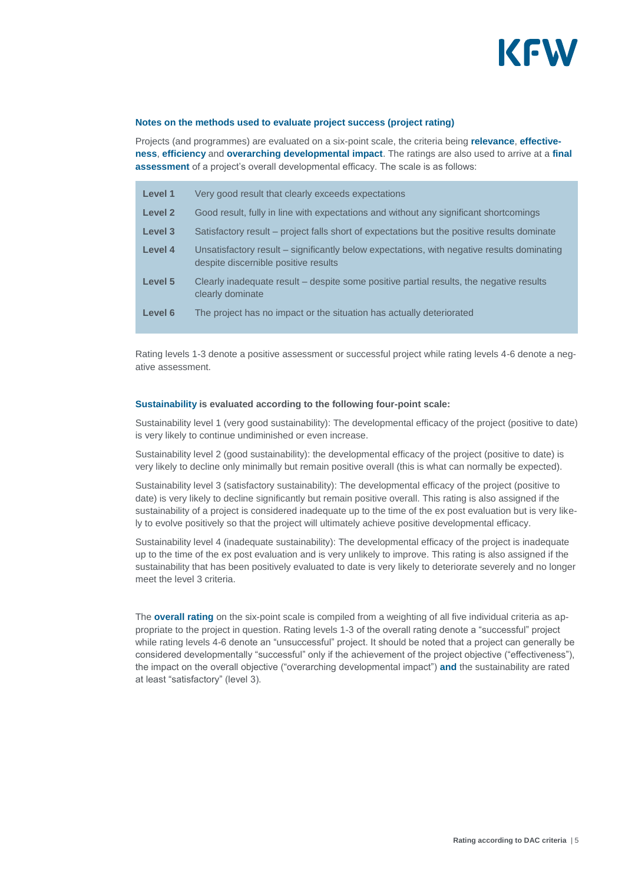### Notes on the methods used to evaluate project success (project rating)

Projects (and programmes) are evaluated on a six-point scale, the criteria being **relevance**, **effectiveness**, **efficiency** and **overarching developmental impact**. The ratings are also used to arrive at a **final assessment** of a project's overall developmental efficacy. The scale is as follows:

| | |
|---|---|
| **Level 1** | Very good result that clearly exceeds expectations |
| **Level 2** | Good result, fully in line with expectations and without any significant shortcomings |
| **Level 3** | Satisfactory result – project falls short of expectations but the positive results dominate |
| **Level 4** | Unsatisfactory result – significantly below expectations, with negative results dominating despite discernible positive results |
| **Level 5** | Clearly inadequate result – despite some positive partial results, the negative results clearly dominate |
| **Level 6** | The project has no impact or the situation has actually deteriorated |

Rating levels 1-3 denote a positive assessment or successful project while rating levels 4-6 denote a negative assessment.

**Sustainability is evaluated according to the following four-point scale:**

Sustainability level 1 (very good sustainability): The developmental efficacy of the project (positive to date) is very likely to continue undiminished or even increase.

Sustainability level 2 (good sustainability): the developmental efficacy of the project (positive to date) is very likely to decline only minimally but remain positive overall (this is what can normally be expected).

Sustainability level 3 (satisfactory sustainability): The developmental efficacy of the project (positive to date) is very likely to decline significantly but remain positive overall. This rating is also assigned if the sustainability of a project is considered inadequate up to the time of the ex post evaluation but is very likely to evolve positively so that the project will ultimately achieve positive developmental efficacy.

Sustainability level 4 (inadequate sustainability): The developmental efficacy of the project is inadequate up to the time of the ex post evaluation and is very unlikely to improve. This rating is also assigned if the sustainability that has been positively evaluated to date is very likely to deteriorate severely and no longer meet the level 3 criteria.

The **overall rating** on the six-point scale is compiled from a weighting of all five individual criteria as appropriate to the project in question. Rating levels 1-3 of the overall rating denote a "successful" project while rating levels 4-6 denote an "unsuccessful" project. It should be noted that a project can generally be considered developmentally "successful" only if the achievement of the project objective ("effectiveness"), the impact on the overall objective ("overarching developmental impact") **and** the sustainability are rated at least "satisfactory" (level 3).